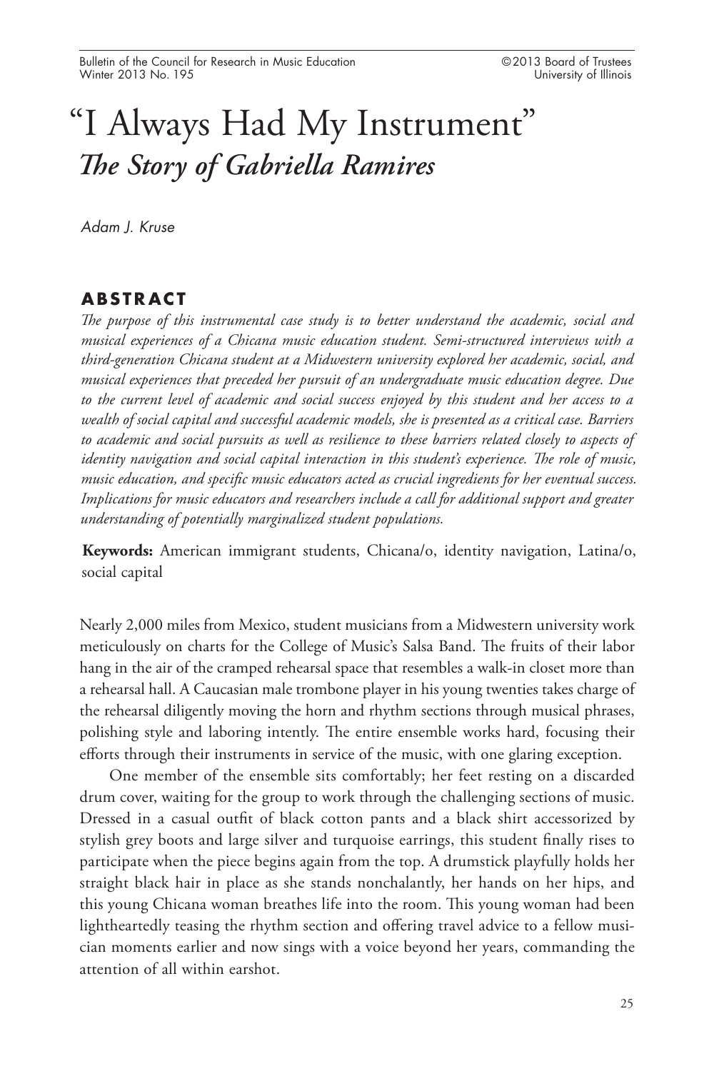# "I Always Had My Instrument"
## *The Story of Gabriella Ramires*

*Adam J. Kruse*

## ABSTRACT

*The purpose of this instrumental case study is to better understand the academic, social and musical experiences of a Chicana music education student. Semi-structured interviews with a third-generation Chicana student at a Midwestern university explored her academic, social, and musical experiences that preceded her pursuit of an undergraduate music education degree. Due to the current level of academic and social success enjoyed by this student and her access to a wealth of social capital and successful academic models, she is presented as a critical case. Barriers to academic and social pursuits as well as resilience to these barriers related closely to aspects of identity navigation and social capital interaction in this student's experience. The role of music, music education, and specific music educators acted as crucial ingredients for her eventual success. Implications for music educators and researchers include a call for additional support and greater understanding of potentially marginalized student populations.*

**Keywords:** American immigrant students, Chicana/o, identity navigation, Latina/o, social capital

Nearly 2,000 miles from Mexico, student musicians from a Midwestern university work meticulously on charts for the College of Music's Salsa Band. The fruits of their labor hang in the air of the cramped rehearsal space that resembles a walk-in closet more than a rehearsal hall. A Caucasian male trombone player in his young twenties takes charge of the rehearsal diligently moving the horn and rhythm sections through musical phrases, polishing style and laboring intently. The entire ensemble works hard, focusing their efforts through their instruments in service of the music, with one glaring exception.

One member of the ensemble sits comfortably; her feet resting on a discarded drum cover, waiting for the group to work through the challenging sections of music. Dressed in a casual outfit of black cotton pants and a black shirt accessorized by stylish grey boots and large silver and turquoise earrings, this student finally rises to participate when the piece begins again from the top. A drumstick playfully holds her straight black hair in place as she stands nonchalantly, her hands on her hips, and this young Chicana woman breathes life into the room. This young woman had been lightheartedly teasing the rhythm section and offering travel advice to a fellow musician moments earlier and now sings with a voice beyond her years, commanding the attention of all within earshot.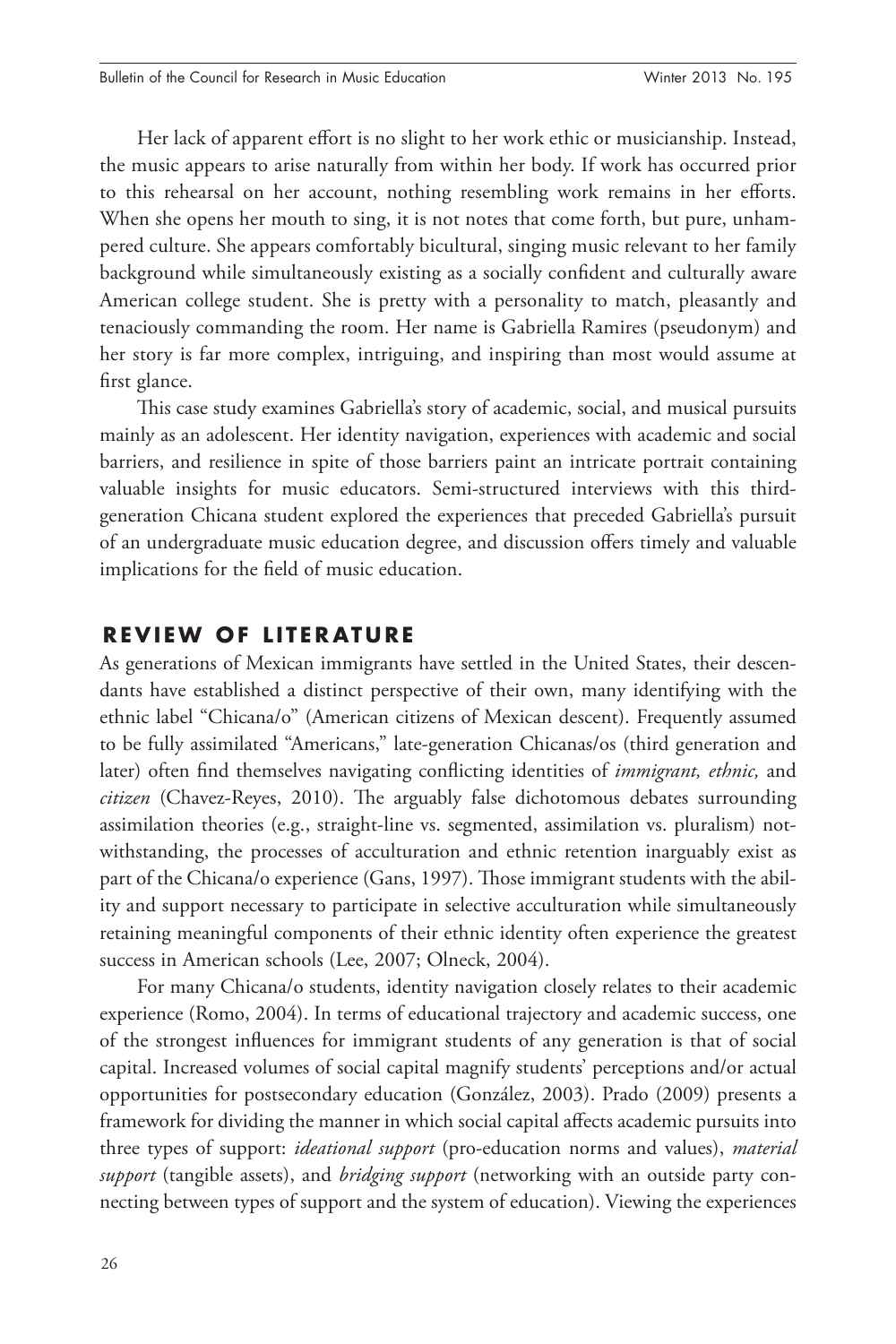Her lack of apparent effort is no slight to her work ethic or musicianship. Instead, the music appears to arise naturally from within her body. If work has occurred prior to this rehearsal on her account, nothing resembling work remains in her efforts. When she opens her mouth to sing, it is not notes that come forth, but pure, unhampered culture. She appears comfortably bicultural, singing music relevant to her family background while simultaneously existing as a socially confident and culturally aware American college student. She is pretty with a personality to match, pleasantly and tenaciously commanding the room. Her name is Gabriella Ramires (pseudonym) and her story is far more complex, intriguing, and inspiring than most would assume at first glance.

This case study examines Gabriella's story of academic, social, and musical pursuits mainly as an adolescent. Her identity navigation, experiences with academic and social barriers, and resilience in spite of those barriers paint an intricate portrait containing valuable insights for music educators. Semi-structured interviews with this third-generation Chicana student explored the experiences that preceded Gabriella's pursuit of an undergraduate music education degree, and discussion offers timely and valuable implications for the field of music education.

## REVIEW OF LITERATURE

As generations of Mexican immigrants have settled in the United States, their descendants have established a distinct perspective of their own, many identifying with the ethnic label "Chicana/o" (American citizens of Mexican descent). Frequently assumed to be fully assimilated "Americans," late-generation Chicanas/os (third generation and later) often find themselves navigating conflicting identities of *immigrant, ethnic,* and *citizen* (Chavez-Reyes, 2010). The arguably false dichotomous debates surrounding assimilation theories (e.g., straight-line vs. segmented, assimilation vs. pluralism) notwithstanding, the processes of acculturation and ethnic retention inarguably exist as part of the Chicana/o experience (Gans, 1997). Those immigrant students with the ability and support necessary to participate in selective acculturation while simultaneously retaining meaningful components of their ethnic identity often experience the greatest success in American schools (Lee, 2007; Olneck, 2004).

For many Chicana/o students, identity navigation closely relates to their academic experience (Romo, 2004). In terms of educational trajectory and academic success, one of the strongest influences for immigrant students of any generation is that of social capital. Increased volumes of social capital magnify students' perceptions and/or actual opportunities for postsecondary education (González, 2003). Prado (2009) presents a framework for dividing the manner in which social capital affects academic pursuits into three types of support: *ideational support* (pro-education norms and values), *material support* (tangible assets), and *bridging support* (networking with an outside party connecting between types of support and the system of education). Viewing the experiences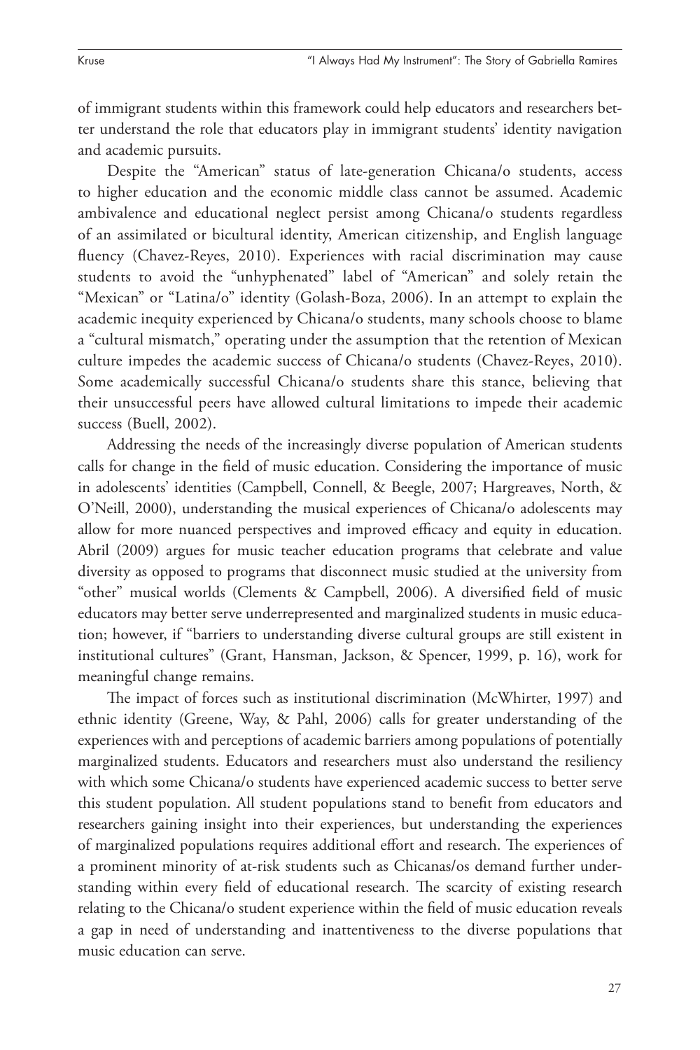of immigrant students within this framework could help educators and researchers better understand the role that educators play in immigrant students' identity navigation and academic pursuits.

Despite the "American" status of late-generation Chicana/o students, access to higher education and the economic middle class cannot be assumed. Academic ambivalence and educational neglect persist among Chicana/o students regardless of an assimilated or bicultural identity, American citizenship, and English language fluency (Chavez-Reyes, 2010). Experiences with racial discrimination may cause students to avoid the "unhyphenated" label of "American" and solely retain the "Mexican" or "Latina/o" identity (Golash-Boza, 2006). In an attempt to explain the academic inequity experienced by Chicana/o students, many schools choose to blame a "cultural mismatch," operating under the assumption that the retention of Mexican culture impedes the academic success of Chicana/o students (Chavez-Reyes, 2010). Some academically successful Chicana/o students share this stance, believing that their unsuccessful peers have allowed cultural limitations to impede their academic success (Buell, 2002).

Addressing the needs of the increasingly diverse population of American students calls for change in the field of music education. Considering the importance of music in adolescents' identities (Campbell, Connell, & Beegle, 2007; Hargreaves, North, & O'Neill, 2000), understanding the musical experiences of Chicana/o adolescents may allow for more nuanced perspectives and improved efficacy and equity in education. Abril (2009) argues for music teacher education programs that celebrate and value diversity as opposed to programs that disconnect music studied at the university from "other" musical worlds (Clements & Campbell, 2006). A diversified field of music educators may better serve underrepresented and marginalized students in music education; however, if "barriers to understanding diverse cultural groups are still existent in institutional cultures" (Grant, Hansman, Jackson, & Spencer, 1999, p. 16), work for meaningful change remains.

The impact of forces such as institutional discrimination (McWhirter, 1997) and ethnic identity (Greene, Way, & Pahl, 2006) calls for greater understanding of the experiences with and perceptions of academic barriers among populations of potentially marginalized students. Educators and researchers must also understand the resiliency with which some Chicana/o students have experienced academic success to better serve this student population. All student populations stand to benefit from educators and researchers gaining insight into their experiences, but understanding the experiences of marginalized populations requires additional effort and research. The experiences of a prominent minority of at-risk students such as Chicanas/os demand further understanding within every field of educational research. The scarcity of existing research relating to the Chicana/o student experience within the field of music education reveals a gap in need of understanding and inattentiveness to the diverse populations that music education can serve.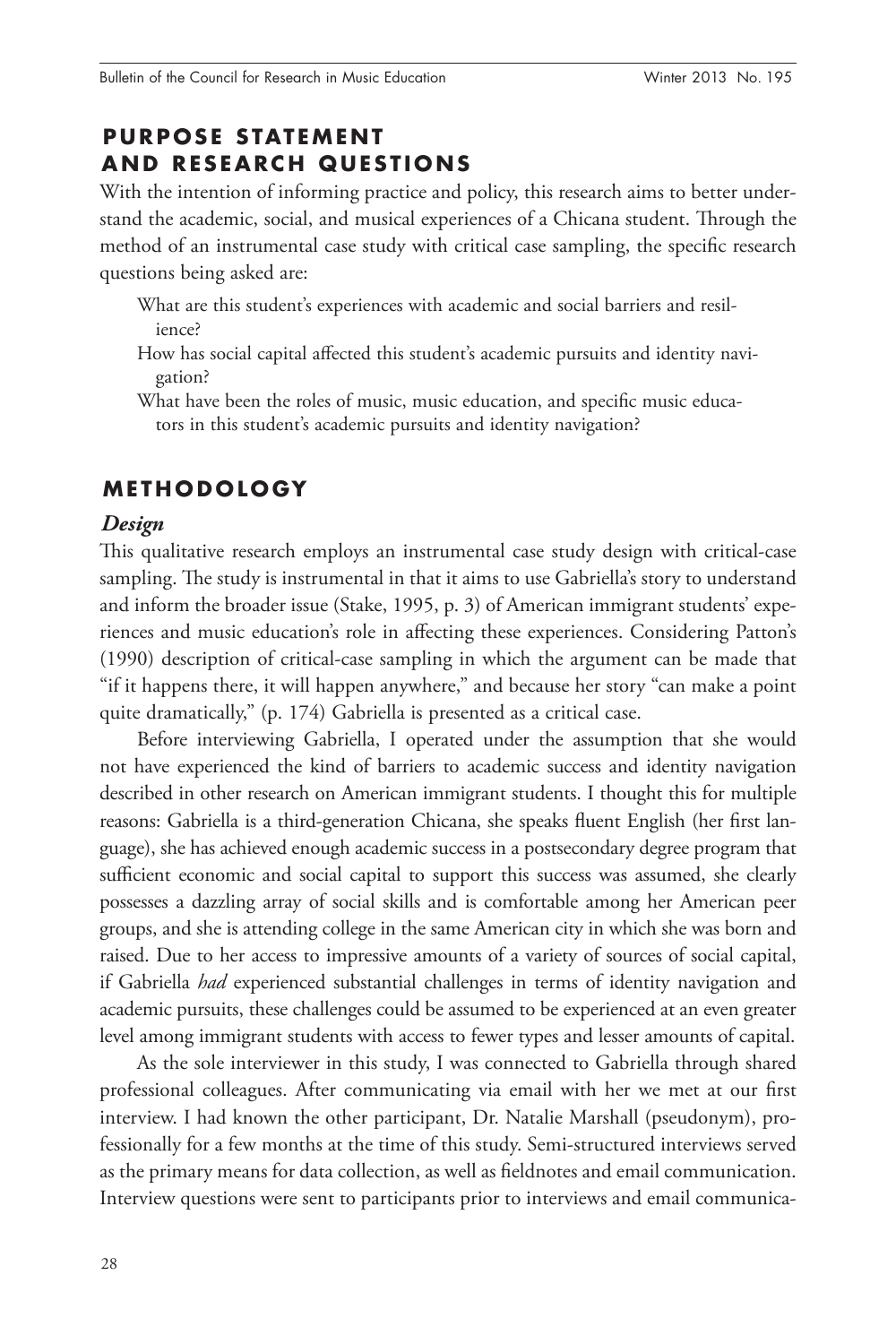## PURPOSE STATEMENT AND RESEARCH QUESTIONS

With the intention of informing practice and policy, this research aims to better understand the academic, social, and musical experiences of a Chicana student. Through the method of an instrumental case study with critical case sampling, the specific research questions being asked are:

What are this student's experiences with academic and social barriers and resilience?

How has social capital affected this student's academic pursuits and identity navigation?

What have been the roles of music, music education, and specific music educators in this student's academic pursuits and identity navigation?

## METHODOLOGY

### *Design*

This qualitative research employs an instrumental case study design with critical-case sampling. The study is instrumental in that it aims to use Gabriella's story to understand and inform the broader issue (Stake, 1995, p. 3) of American immigrant students' experiences and music education's role in affecting these experiences. Considering Patton's (1990) description of critical-case sampling in which the argument can be made that "if it happens there, it will happen anywhere," and because her story "can make a point quite dramatically," (p. 174) Gabriella is presented as a critical case.

Before interviewing Gabriella, I operated under the assumption that she would not have experienced the kind of barriers to academic success and identity navigation described in other research on American immigrant students. I thought this for multiple reasons: Gabriella is a third-generation Chicana, she speaks fluent English (her first language), she has achieved enough academic success in a postsecondary degree program that sufficient economic and social capital to support this success was assumed, she clearly possesses a dazzling array of social skills and is comfortable among her American peer groups, and she is attending college in the same American city in which she was born and raised. Due to her access to impressive amounts of a variety of sources of social capital, if Gabriella *had* experienced substantial challenges in terms of identity navigation and academic pursuits, these challenges could be assumed to be experienced at an even greater level among immigrant students with access to fewer types and lesser amounts of capital.

As the sole interviewer in this study, I was connected to Gabriella through shared professional colleagues. After communicating via email with her we met at our first interview. I had known the other participant, Dr. Natalie Marshall (pseudonym), professionally for a few months at the time of this study. Semi-structured interviews served as the primary means for data collection, as well as fieldnotes and email communication. Interview questions were sent to participants prior to interviews and email communica-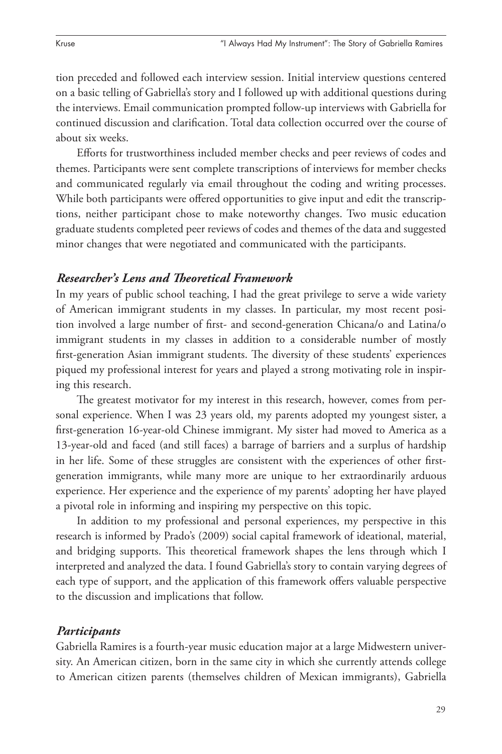tion preceded and followed each interview session. Initial interview questions centered on a basic telling of Gabriella's story and I followed up with additional questions during the interviews. Email communication prompted follow-up interviews with Gabriella for continued discussion and clarification. Total data collection occurred over the course of about six weeks.

Efforts for trustworthiness included member checks and peer reviews of codes and themes. Participants were sent complete transcriptions of interviews for member checks and communicated regularly via email throughout the coding and writing processes. While both participants were offered opportunities to give input and edit the transcriptions, neither participant chose to make noteworthy changes. Two music education graduate students completed peer reviews of codes and themes of the data and suggested minor changes that were negotiated and communicated with the participants.

### *Researcher's Lens and Theoretical Framework*

In my years of public school teaching, I had the great privilege to serve a wide variety of American immigrant students in my classes. In particular, my most recent position involved a large number of first- and second-generation Chicana/o and Latina/o immigrant students in my classes in addition to a considerable number of mostly first-generation Asian immigrant students. The diversity of these students' experiences piqued my professional interest for years and played a strong motivating role in inspiring this research.

The greatest motivator for my interest in this research, however, comes from personal experience. When I was 23 years old, my parents adopted my youngest sister, a first-generation 16-year-old Chinese immigrant. My sister had moved to America as a 13-year-old and faced (and still faces) a barrage of barriers and a surplus of hardship in her life. Some of these struggles are consistent with the experiences of other first-generation immigrants, while many more are unique to her extraordinarily arduous experience. Her experience and the experience of my parents' adopting her have played a pivotal role in informing and inspiring my perspective on this topic.

In addition to my professional and personal experiences, my perspective in this research is informed by Prado's (2009) social capital framework of ideational, material, and bridging supports. This theoretical framework shapes the lens through which I interpreted and analyzed the data. I found Gabriella's story to contain varying degrees of each type of support, and the application of this framework offers valuable perspective to the discussion and implications that follow.

### *Participants*

Gabriella Ramires is a fourth-year music education major at a large Midwestern university. An American citizen, born in the same city in which she currently attends college to American citizen parents (themselves children of Mexican immigrants), Gabriella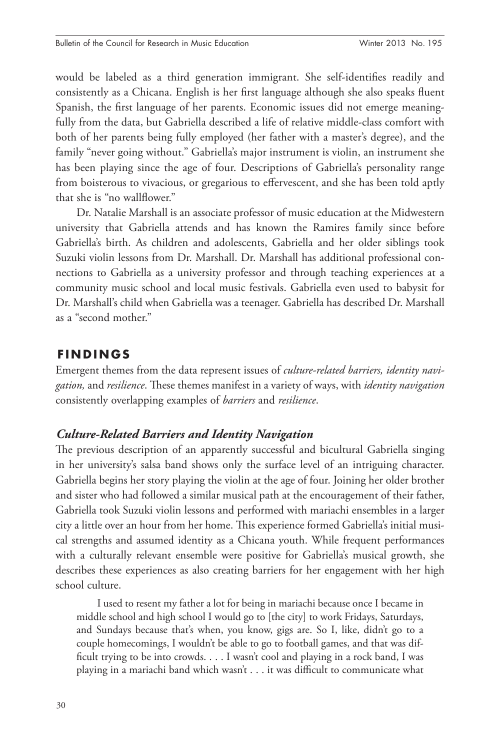would be labeled as a third generation immigrant. She self-identifies readily and consistently as a Chicana. English is her first language although she also speaks fluent Spanish, the first language of her parents. Economic issues did not emerge meaningfully from the data, but Gabriella described a life of relative middle-class comfort with both of her parents being fully employed (her father with a master's degree), and the family "never going without." Gabriella's major instrument is violin, an instrument she has been playing since the age of four. Descriptions of Gabriella's personality range from boisterous to vivacious, or gregarious to effervescent, and she has been told aptly that she is "no wallflower."

Dr. Natalie Marshall is an associate professor of music education at the Midwestern university that Gabriella attends and has known the Ramires family since before Gabriella's birth. As children and adolescents, Gabriella and her older siblings took Suzuki violin lessons from Dr. Marshall. Dr. Marshall has additional professional connections to Gabriella as a university professor and through teaching experiences at a community music school and local music festivals. Gabriella even used to babysit for Dr. Marshall's child when Gabriella was a teenager. Gabriella has described Dr. Marshall as a "second mother."

## FINDINGS

Emergent themes from the data represent issues of *culture-related barriers, identity navigation,* and *resilience*. These themes manifest in a variety of ways, with *identity navigation* consistently overlapping examples of *barriers* and *resilience*.

### *Culture-Related Barriers and Identity Navigation*

The previous description of an apparently successful and bicultural Gabriella singing in her university's salsa band shows only the surface level of an intriguing character. Gabriella begins her story playing the violin at the age of four. Joining her older brother and sister who had followed a similar musical path at the encouragement of their father, Gabriella took Suzuki violin lessons and performed with mariachi ensembles in a larger city a little over an hour from her home. This experience formed Gabriella's initial musical strengths and assumed identity as a Chicana youth. While frequent performances with a culturally relevant ensemble were positive for Gabriella's musical growth, she describes these experiences as also creating barriers for her engagement with her high school culture.

> I used to resent my father a lot for being in mariachi because once I became in middle school and high school I would go to [the city] to work Fridays, Saturdays, and Sundays because that's when, you know, gigs are. So I, like, didn't go to a couple homecomings, I wouldn't be able to go to football games, and that was difficult trying to be into crowds. . . . I wasn't cool and playing in a rock band, I was playing in a mariachi band which wasn't . . . it was difficult to communicate what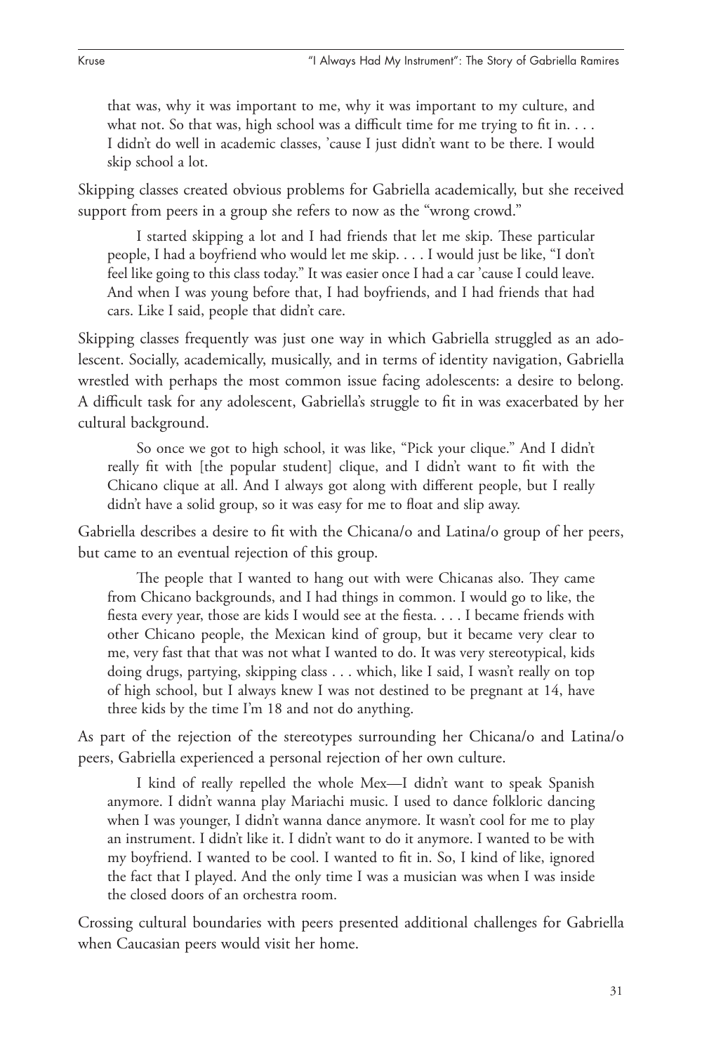> that was, why it was important to me, why it was important to my culture, and what not. So that was, high school was a difficult time for me trying to fit in. . . . I didn't do well in academic classes, 'cause I just didn't want to be there. I would skip school a lot.

Skipping classes created obvious problems for Gabriella academically, but she received support from peers in a group she refers to now as the "wrong crowd."

> I started skipping a lot and I had friends that let me skip. These particular people, I had a boyfriend who would let me skip. . . . I would just be like, "I don't feel like going to this class today." It was easier once I had a car 'cause I could leave. And when I was young before that, I had boyfriends, and I had friends that had cars. Like I said, people that didn't care.

Skipping classes frequently was just one way in which Gabriella struggled as an adolescent. Socially, academically, musically, and in terms of identity navigation, Gabriella wrestled with perhaps the most common issue facing adolescents: a desire to belong. A difficult task for any adolescent, Gabriella's struggle to fit in was exacerbated by her cultural background.

> So once we got to high school, it was like, "Pick your clique." And I didn't really fit with [the popular student] clique, and I didn't want to fit with the Chicano clique at all. And I always got along with different people, but I really didn't have a solid group, so it was easy for me to float and slip away.

Gabriella describes a desire to fit with the Chicana/o and Latina/o group of her peers, but came to an eventual rejection of this group.

> The people that I wanted to hang out with were Chicanas also. They came from Chicano backgrounds, and I had things in common. I would go to like, the fiesta every year, those are kids I would see at the fiesta. . . . I became friends with other Chicano people, the Mexican kind of group, but it became very clear to me, very fast that that was not what I wanted to do. It was very stereotypical, kids doing drugs, partying, skipping class . . . which, like I said, I wasn't really on top of high school, but I always knew I was not destined to be pregnant at 14, have three kids by the time I'm 18 and not do anything.

As part of the rejection of the stereotypes surrounding her Chicana/o and Latina/o peers, Gabriella experienced a personal rejection of her own culture.

> I kind of really repelled the whole Mex—I didn't want to speak Spanish anymore. I didn't wanna play Mariachi music. I used to dance folkloric dancing when I was younger, I didn't wanna dance anymore. It wasn't cool for me to play an instrument. I didn't like it. I didn't want to do it anymore. I wanted to be with my boyfriend. I wanted to be cool. I wanted to fit in. So, I kind of like, ignored the fact that I played. And the only time I was a musician was when I was inside the closed doors of an orchestra room.

Crossing cultural boundaries with peers presented additional challenges for Gabriella when Caucasian peers would visit her home.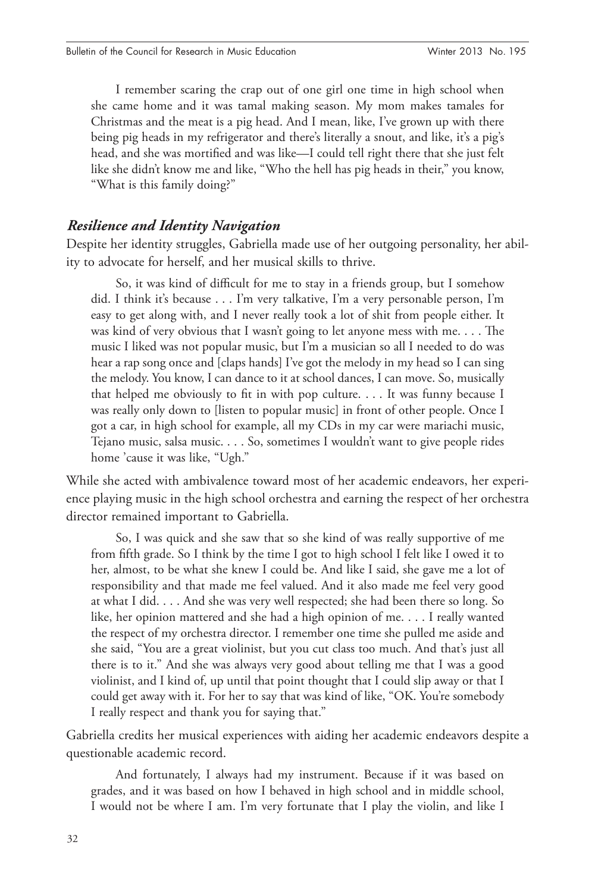I remember scaring the crap out of one girl one time in high school when she came home and it was tamal making season. My mom makes tamales for Christmas and the meat is a pig head. And I mean, like, I've grown up with there being pig heads in my refrigerator and there's literally a snout, and like, it's a pig's head, and she was mortified and was like—I could tell right there that she just felt like she didn't know me and like, "Who the hell has pig heads in their," you know, "What is this family doing?"

### *Resilience and Identity Navigation*

Despite her identity struggles, Gabriella made use of her outgoing personality, her ability to advocate for herself, and her musical skills to thrive.

> So, it was kind of difficult for me to stay in a friends group, but I somehow did. I think it's because . . . I'm very talkative, I'm a very personable person, I'm easy to get along with, and I never really took a lot of shit from people either. It was kind of very obvious that I wasn't going to let anyone mess with me. . . . The music I liked was not popular music, but I'm a musician so all I needed to do was hear a rap song once and [claps hands] I've got the melody in my head so I can sing the melody. You know, I can dance to it at school dances, I can move. So, musically that helped me obviously to fit in with pop culture. . . . It was funny because I was really only down to [listen to popular music] in front of other people. Once I got a car, in high school for example, all my CDs in my car were mariachi music, Tejano music, salsa music. . . . So, sometimes I wouldn't want to give people rides home 'cause it was like, "Ugh."

While she acted with ambivalence toward most of her academic endeavors, her experience playing music in the high school orchestra and earning the respect of her orchestra director remained important to Gabriella.

> So, I was quick and she saw that so she kind of was really supportive of me from fifth grade. So I think by the time I got to high school I felt like I owed it to her, almost, to be what she knew I could be. And like I said, she gave me a lot of responsibility and that made me feel valued. And it also made me feel very good at what I did. . . . And she was very well respected; she had been there so long. So like, her opinion mattered and she had a high opinion of me. . . . I really wanted the respect of my orchestra director. I remember one time she pulled me aside and she said, "You are a great violinist, but you cut class too much. And that's just all there is to it." And she was always very good about telling me that I was a good violinist, and I kind of, up until that point thought that I could slip away or that I could get away with it. For her to say that was kind of like, "OK. You're somebody I really respect and thank you for saying that."

Gabriella credits her musical experiences with aiding her academic endeavors despite a questionable academic record.

> And fortunately, I always had my instrument. Because if it was based on grades, and it was based on how I behaved in high school and in middle school, I would not be where I am. I'm very fortunate that I play the violin, and like I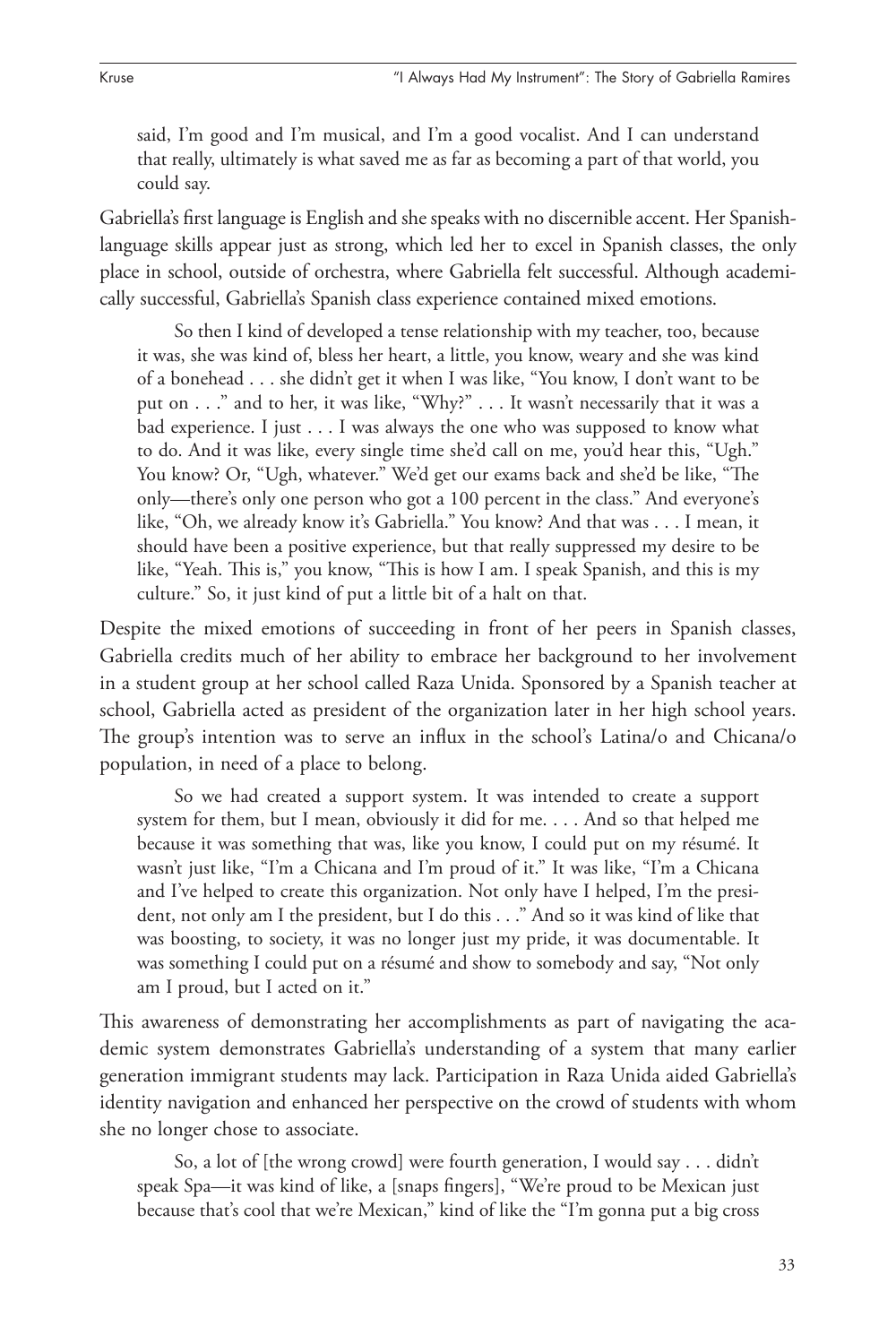said, I'm good and I'm musical, and I'm a good vocalist. And I can understand that really, ultimately is what saved me as far as becoming a part of that world, you could say.

Gabriella's first language is English and she speaks with no discernible accent. Her Spanish-language skills appear just as strong, which led her to excel in Spanish classes, the only place in school, outside of orchestra, where Gabriella felt successful. Although academically successful, Gabriella's Spanish class experience contained mixed emotions.

> So then I kind of developed a tense relationship with my teacher, too, because it was, she was kind of, bless her heart, a little, you know, weary and she was kind of a bonehead . . . she didn't get it when I was like, "You know, I don't want to be put on . . ." and to her, it was like, "Why?" . . . It wasn't necessarily that it was a bad experience. I just . . . I was always the one who was supposed to know what to do. And it was like, every single time she'd call on me, you'd hear this, "Ugh." You know? Or, "Ugh, whatever." We'd get our exams back and she'd be like, "The only—there's only one person who got a 100 percent in the class." And everyone's like, "Oh, we already know it's Gabriella." You know? And that was . . . I mean, it should have been a positive experience, but that really suppressed my desire to be like, "Yeah. This is," you know, "This is how I am. I speak Spanish, and this is my culture." So, it just kind of put a little bit of a halt on that.

Despite the mixed emotions of succeeding in front of her peers in Spanish classes, Gabriella credits much of her ability to embrace her background to her involvement in a student group at her school called Raza Unida. Sponsored by a Spanish teacher at school, Gabriella acted as president of the organization later in her high school years. The group's intention was to serve an influx in the school's Latina/o and Chicana/o population, in need of a place to belong.

> So we had created a support system. It was intended to create a support system for them, but I mean, obviously it did for me. . . . And so that helped me because it was something that was, like you know, I could put on my résumé. It wasn't just like, "I'm a Chicana and I'm proud of it." It was like, "I'm a Chicana and I've helped to create this organization. Not only have I helped, I'm the president, not only am I the president, but I do this . . ." And so it was kind of like that was boosting, to society, it was no longer just my pride, it was documentable. It was something I could put on a résumé and show to somebody and say, "Not only am I proud, but I acted on it."

This awareness of demonstrating her accomplishments as part of navigating the academic system demonstrates Gabriella's understanding of a system that many earlier generation immigrant students may lack. Participation in Raza Unida aided Gabriella's identity navigation and enhanced her perspective on the crowd of students with whom she no longer chose to associate.

> So, a lot of [the wrong crowd] were fourth generation, I would say . . . didn't speak Spa—it was kind of like, a [snaps fingers], "We're proud to be Mexican just because that's cool that we're Mexican," kind of like the "I'm gonna put a big cross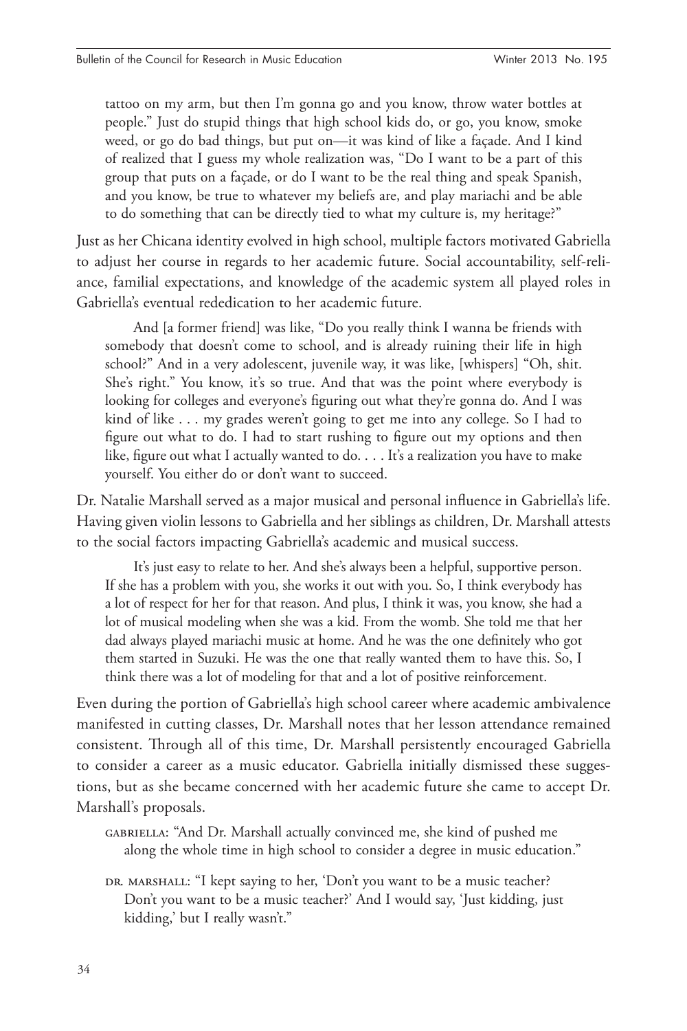> tattoo on my arm, but then I'm gonna go and you know, throw water bottles at people." Just do stupid things that high school kids do, or go, you know, smoke weed, or go do bad things, but put on—it was kind of like a façade. And I kind of realized that I guess my whole realization was, "Do I want to be a part of this group that puts on a façade, or do I want to be the real thing and speak Spanish, and you know, be true to whatever my beliefs are, and play mariachi and be able to do something that can be directly tied to what my culture is, my heritage?"

Just as her Chicana identity evolved in high school, multiple factors motivated Gabriella to adjust her course in regards to her academic future. Social accountability, self-reliance, familial expectations, and knowledge of the academic system all played roles in Gabriella's eventual rededication to her academic future.

> And [a former friend] was like, "Do you really think I wanna be friends with somebody that doesn't come to school, and is already ruining their life in high school?" And in a very adolescent, juvenile way, it was like, [whispers] "Oh, shit. She's right." You know, it's so true. And that was the point where everybody is looking for colleges and everyone's figuring out what they're gonna do. And I was kind of like . . . my grades weren't going to get me into any college. So I had to figure out what to do. I had to start rushing to figure out my options and then like, figure out what I actually wanted to do. . . . It's a realization you have to make yourself. You either do or don't want to succeed.

Dr. Natalie Marshall served as a major musical and personal influence in Gabriella's life. Having given violin lessons to Gabriella and her siblings as children, Dr. Marshall attests to the social factors impacting Gabriella's academic and musical success.

> It's just easy to relate to her. And she's always been a helpful, supportive person. If she has a problem with you, she works it out with you. So, I think everybody has a lot of respect for her for that reason. And plus, I think it was, you know, she had a lot of musical modeling when she was a kid. From the womb. She told me that her dad always played mariachi music at home. And he was the one definitely who got them started in Suzuki. He was the one that really wanted them to have this. So, I think there was a lot of modeling for that and a lot of positive reinforcement.

Even during the portion of Gabriella's high school career where academic ambivalence manifested in cutting classes, Dr. Marshall notes that her lesson attendance remained consistent. Through all of this time, Dr. Marshall persistently encouraged Gabriella to consider a career as a music educator. Gabriella initially dismissed these suggestions, but as she became concerned with her academic future she came to accept Dr. Marshall's proposals.

> GABRIELLA: "And Dr. Marshall actually convinced me, she kind of pushed me along the whole time in high school to consider a degree in music education."
>
> DR. MARSHALL: "I kept saying to her, 'Don't you want to be a music teacher? Don't you want to be a music teacher?' And I would say, 'Just kidding, just kidding,' but I really wasn't."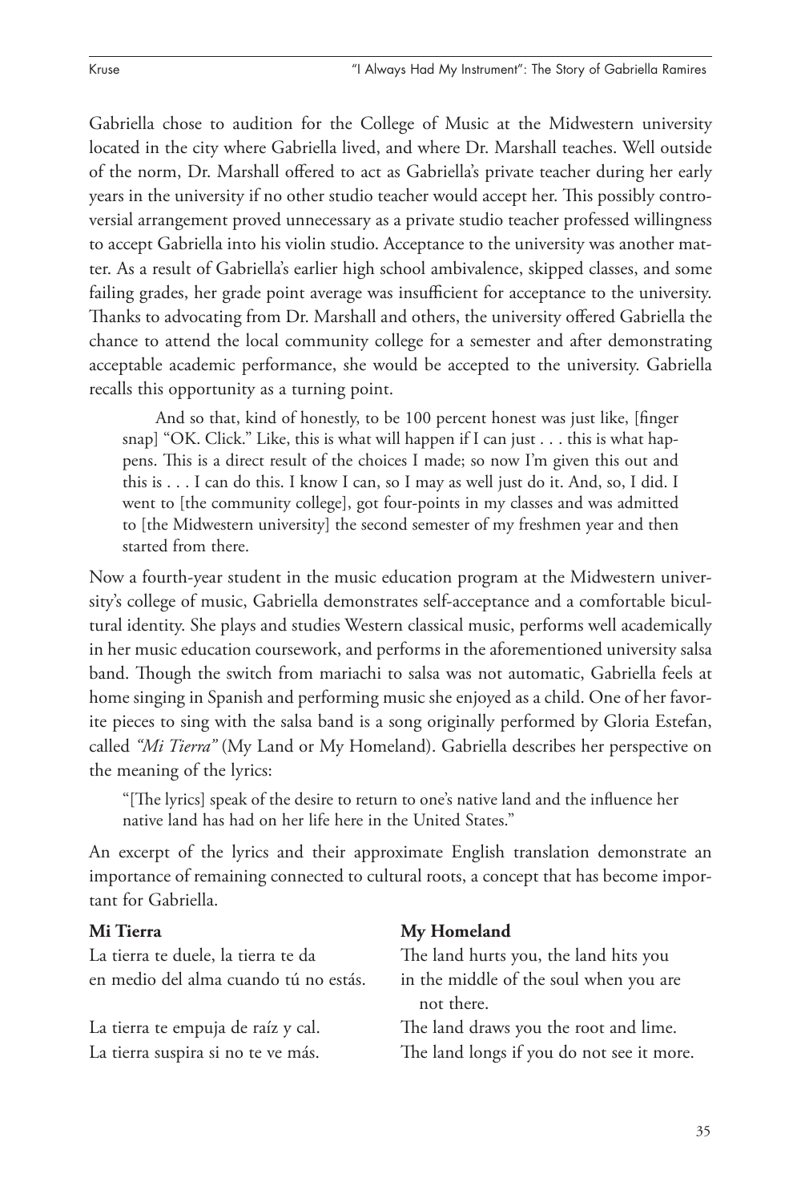Gabriella chose to audition for the College of Music at the Midwestern university located in the city where Gabriella lived, and where Dr. Marshall teaches. Well outside of the norm, Dr. Marshall offered to act as Gabriella's private teacher during her early years in the university if no other studio teacher would accept her. This possibly controversial arrangement proved unnecessary as a private studio teacher professed willingness to accept Gabriella into his violin studio. Acceptance to the university was another matter. As a result of Gabriella's earlier high school ambivalence, skipped classes, and some failing grades, her grade point average was insufficient for acceptance to the university. Thanks to advocating from Dr. Marshall and others, the university offered Gabriella the chance to attend the local community college for a semester and after demonstrating acceptable academic performance, she would be accepted to the university. Gabriella recalls this opportunity as a turning point.

> And so that, kind of honestly, to be 100 percent honest was just like, [finger snap] "OK. Click." Like, this is what will happen if I can just . . . this is what happens. This is a direct result of the choices I made; so now I'm given this out and this is . . . I can do this. I know I can, so I may as well just do it. And, so, I did. I went to [the community college], got four-points in my classes and was admitted to [the Midwestern university] the second semester of my freshmen year and then started from there.

Now a fourth-year student in the music education program at the Midwestern university's college of music, Gabriella demonstrates self-acceptance and a comfortable bicultural identity. She plays and studies Western classical music, performs well academically in her music education coursework, and performs in the aforementioned university salsa band. Though the switch from mariachi to salsa was not automatic, Gabriella feels at home singing in Spanish and performing music she enjoyed as a child. One of her favorite pieces to sing with the salsa band is a song originally performed by Gloria Estefan, called *"Mi Tierra"* (My Land or My Homeland). Gabriella describes her perspective on the meaning of the lyrics:

> "[The lyrics] speak of the desire to return to one's native land and the influence her native land has had on her life here in the United States."

An excerpt of the lyrics and their approximate English translation demonstrate an importance of remaining connected to cultural roots, a concept that has become important for Gabriella.

| **Mi Tierra** | **My Homeland** |
|---|---|
| La tierra te duele, la tierra te da | The land hurts you, the land hits you |
| en medio del alma cuando tú no estás. | in the middle of the soul when you are not there. |
| | |
| La tierra te empuja de raíz y cal. | The land draws you the root and lime. |
| La tierra suspira si no te ve más. | The land longs if you do not see it more. |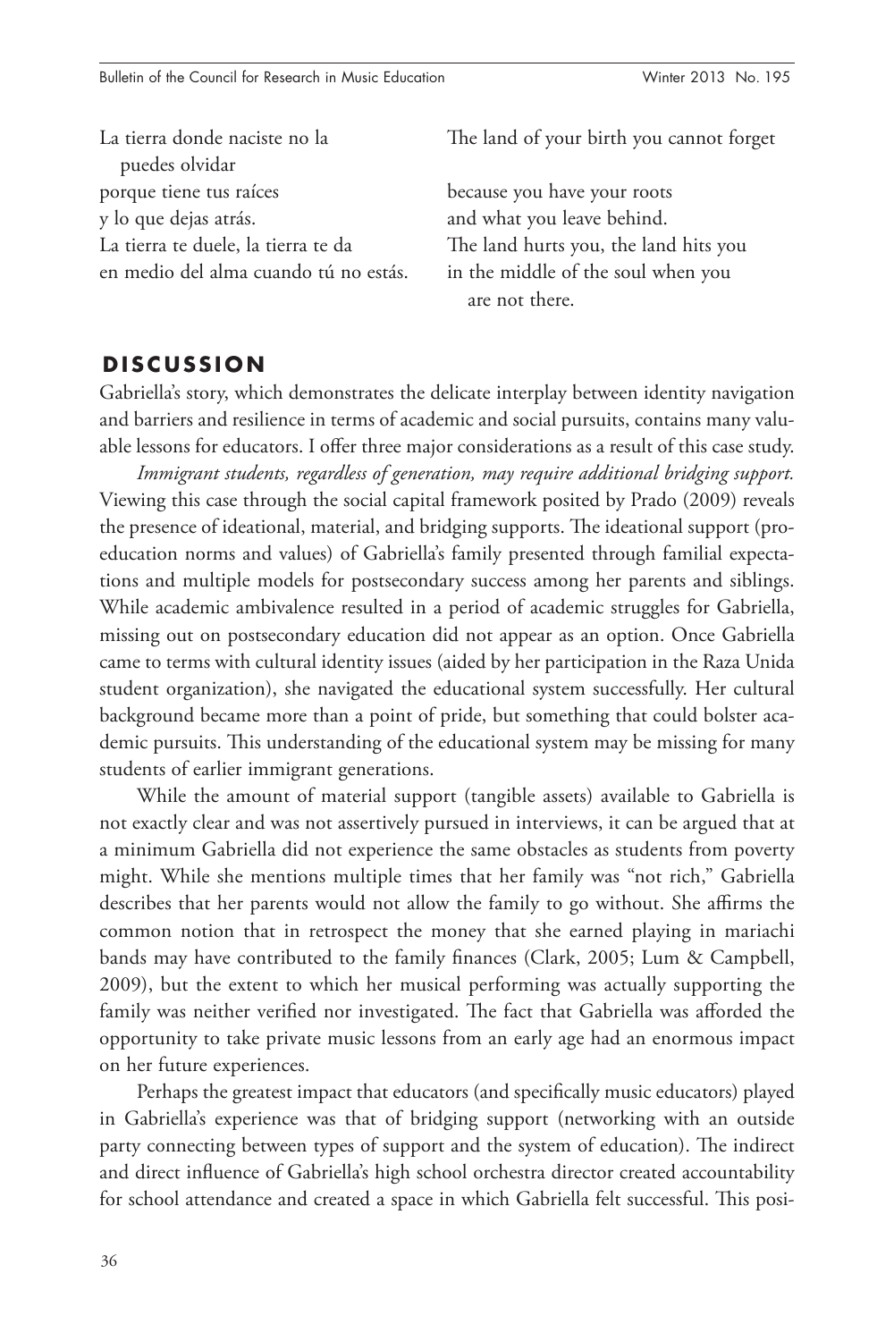| | |
|---|---|
| La tierra donde naciste no la puedes olvidar | The land of your birth you cannot forget |
| porque tiene tus raíces | because you have your roots |
| y lo que dejas atrás. | and what you leave behind. |
| La tierra te duele, la tierra te da | The land hurts you, the land hits you |
| en medio del alma cuando tú no estás. | in the middle of the soul when you are not there. |

## DISCUSSION

Gabriella's story, which demonstrates the delicate interplay between identity navigation and barriers and resilience in terms of academic and social pursuits, contains many valuable lessons for educators. I offer three major considerations as a result of this case study.

*Immigrant students, regardless of generation, may require additional bridging support.* Viewing this case through the social capital framework posited by Prado (2009) reveals the presence of ideational, material, and bridging supports. The ideational support (pro-education norms and values) of Gabriella's family presented through familial expectations and multiple models for postsecondary success among her parents and siblings. While academic ambivalence resulted in a period of academic struggles for Gabriella, missing out on postsecondary education did not appear as an option. Once Gabriella came to terms with cultural identity issues (aided by her participation in the Raza Unida student organization), she navigated the educational system successfully. Her cultural background became more than a point of pride, but something that could bolster academic pursuits. This understanding of the educational system may be missing for many students of earlier immigrant generations.

While the amount of material support (tangible assets) available to Gabriella is not exactly clear and was not assertively pursued in interviews, it can be argued that at a minimum Gabriella did not experience the same obstacles as students from poverty might. While she mentions multiple times that her family was "not rich," Gabriella describes that her parents would not allow the family to go without. She affirms the common notion that in retrospect the money that she earned playing in mariachi bands may have contributed to the family finances (Clark, 2005; Lum & Campbell, 2009), but the extent to which her musical performing was actually supporting the family was neither verified nor investigated. The fact that Gabriella was afforded the opportunity to take private music lessons from an early age had an enormous impact on her future experiences.

Perhaps the greatest impact that educators (and specifically music educators) played in Gabriella's experience was that of bridging support (networking with an outside party connecting between types of support and the system of education). The indirect and direct influence of Gabriella's high school orchestra director created accountability for school attendance and created a space in which Gabriella felt successful. This posi-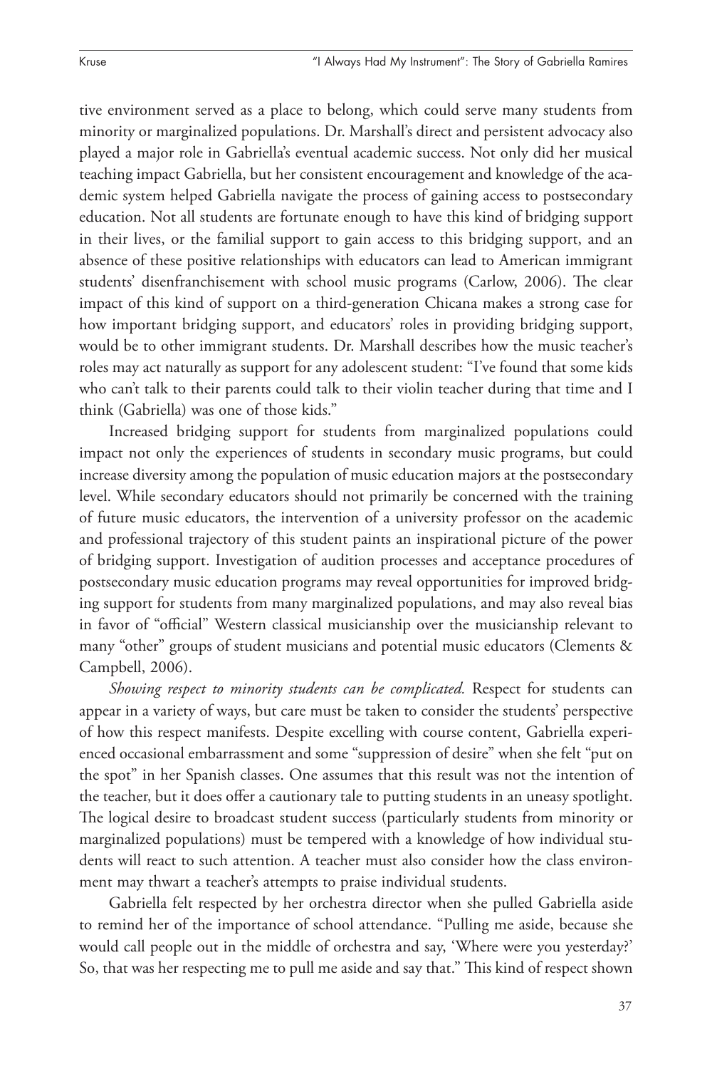tive environment served as a place to belong, which could serve many students from minority or marginalized populations. Dr. Marshall's direct and persistent advocacy also played a major role in Gabriella's eventual academic success. Not only did her musical teaching impact Gabriella, but her consistent encouragement and knowledge of the academic system helped Gabriella navigate the process of gaining access to postsecondary education. Not all students are fortunate enough to have this kind of bridging support in their lives, or the familial support to gain access to this bridging support, and an absence of these positive relationships with educators can lead to American immigrant students' disenfranchisement with school music programs (Carlow, 2006). The clear impact of this kind of support on a third-generation Chicana makes a strong case for how important bridging support, and educators' roles in providing bridging support, would be to other immigrant students. Dr. Marshall describes how the music teacher's roles may act naturally as support for any adolescent student: "I've found that some kids who can't talk to their parents could talk to their violin teacher during that time and I think (Gabriella) was one of those kids."

Increased bridging support for students from marginalized populations could impact not only the experiences of students in secondary music programs, but could increase diversity among the population of music education majors at the postsecondary level. While secondary educators should not primarily be concerned with the training of future music educators, the intervention of a university professor on the academic and professional trajectory of this student paints an inspirational picture of the power of bridging support. Investigation of audition processes and acceptance procedures of postsecondary music education programs may reveal opportunities for improved bridging support for students from many marginalized populations, and may also reveal bias in favor of "official" Western classical musicianship over the musicianship relevant to many "other" groups of student musicians and potential music educators (Clements & Campbell, 2006).

*Showing respect to minority students can be complicated.* Respect for students can appear in a variety of ways, but care must be taken to consider the students' perspective of how this respect manifests. Despite excelling with course content, Gabriella experienced occasional embarrassment and some "suppression of desire" when she felt "put on the spot" in her Spanish classes. One assumes that this result was not the intention of the teacher, but it does offer a cautionary tale to putting students in an uneasy spotlight. The logical desire to broadcast student success (particularly students from minority or marginalized populations) must be tempered with a knowledge of how individual students will react to such attention. A teacher must also consider how the class environment may thwart a teacher's attempts to praise individual students.

Gabriella felt respected by her orchestra director when she pulled Gabriella aside to remind her of the importance of school attendance. "Pulling me aside, because she would call people out in the middle of orchestra and say, 'Where were you yesterday?' So, that was her respecting me to pull me aside and say that." This kind of respect shown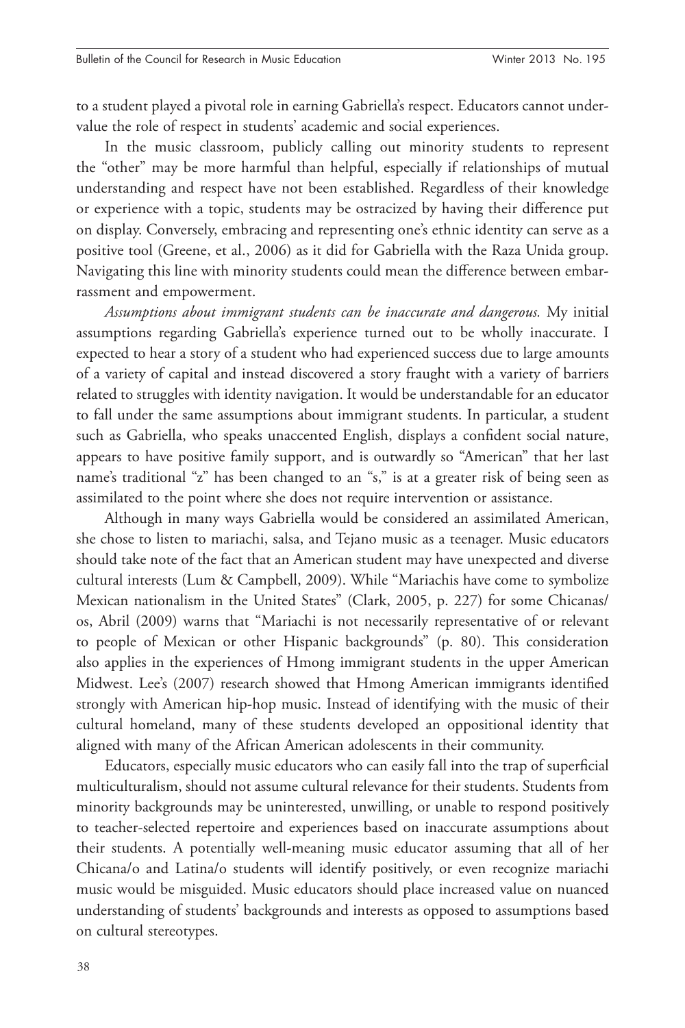to a student played a pivotal role in earning Gabriella's respect. Educators cannot undervalue the role of respect in students' academic and social experiences.

In the music classroom, publicly calling out minority students to represent the "other" may be more harmful than helpful, especially if relationships of mutual understanding and respect have not been established. Regardless of their knowledge or experience with a topic, students may be ostracized by having their difference put on display. Conversely, embracing and representing one's ethnic identity can serve as a positive tool (Greene, et al., 2006) as it did for Gabriella with the Raza Unida group. Navigating this line with minority students could mean the difference between embarrassment and empowerment.

*Assumptions about immigrant students can be inaccurate and dangerous.* My initial assumptions regarding Gabriella's experience turned out to be wholly inaccurate. I expected to hear a story of a student who had experienced success due to large amounts of a variety of capital and instead discovered a story fraught with a variety of barriers related to struggles with identity navigation. It would be understandable for an educator to fall under the same assumptions about immigrant students. In particular, a student such as Gabriella, who speaks unaccented English, displays a confident social nature, appears to have positive family support, and is outwardly so "American" that her last name's traditional "z" has been changed to an "s," is at a greater risk of being seen as assimilated to the point where she does not require intervention or assistance.

Although in many ways Gabriella would be considered an assimilated American, she chose to listen to mariachi, salsa, and Tejano music as a teenager. Music educators should take note of the fact that an American student may have unexpected and diverse cultural interests (Lum & Campbell, 2009). While "Mariachis have come to symbolize Mexican nationalism in the United States" (Clark, 2005, p. 227) for some Chicanas/os, Abril (2009) warns that "Mariachi is not necessarily representative of or relevant to people of Mexican or other Hispanic backgrounds" (p. 80). This consideration also applies in the experiences of Hmong immigrant students in the upper American Midwest. Lee's (2007) research showed that Hmong American immigrants identified strongly with American hip-hop music. Instead of identifying with the music of their cultural homeland, many of these students developed an oppositional identity that aligned with many of the African American adolescents in their community.

Educators, especially music educators who can easily fall into the trap of superficial multiculturalism, should not assume cultural relevance for their students. Students from minority backgrounds may be uninterested, unwilling, or unable to respond positively to teacher-selected repertoire and experiences based on inaccurate assumptions about their students. A potentially well-meaning music educator assuming that all of her Chicana/o and Latina/o students will identify positively, or even recognize mariachi music would be misguided. Music educators should place increased value on nuanced understanding of students' backgrounds and interests as opposed to assumptions based on cultural stereotypes.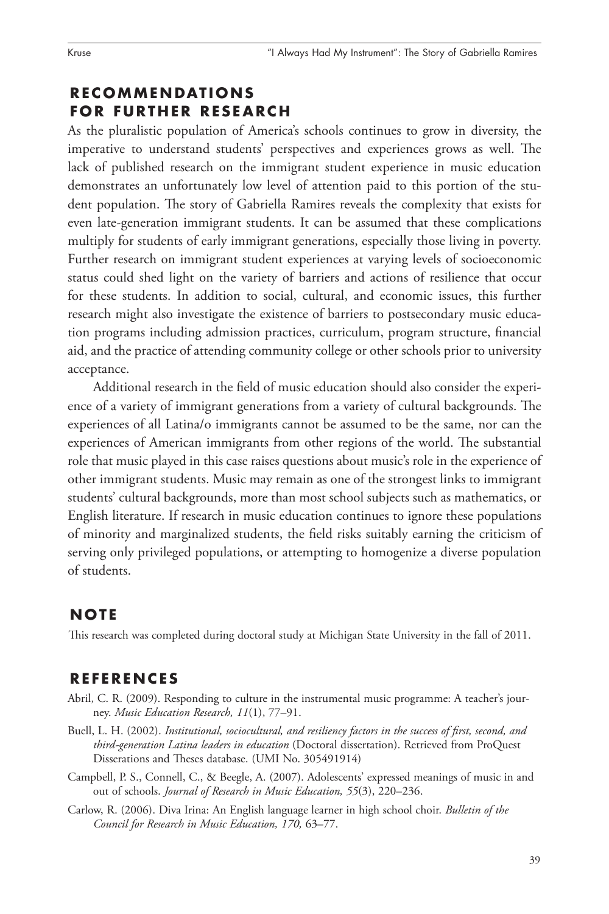## RECOMMENDATIONS FOR FURTHER RESEARCH

As the pluralistic population of America's schools continues to grow in diversity, the imperative to understand students' perspectives and experiences grows as well. The lack of published research on the immigrant student experience in music education demonstrates an unfortunately low level of attention paid to this portion of the student population. The story of Gabriella Ramires reveals the complexity that exists for even late-generation immigrant students. It can be assumed that these complications multiply for students of early immigrant generations, especially those living in poverty. Further research on immigrant student experiences at varying levels of socioeconomic status could shed light on the variety of barriers and actions of resilience that occur for these students. In addition to social, cultural, and economic issues, this further research might also investigate the existence of barriers to postsecondary music education programs including admission practices, curriculum, program structure, financial aid, and the practice of attending community college or other schools prior to university acceptance.

Additional research in the field of music education should also consider the experience of a variety of immigrant generations from a variety of cultural backgrounds. The experiences of all Latina/o immigrants cannot be assumed to be the same, nor can the experiences of American immigrants from other regions of the world. The substantial role that music played in this case raises questions about music's role in the experience of other immigrant students. Music may remain as one of the strongest links to immigrant students' cultural backgrounds, more than most school subjects such as mathematics, or English literature. If research in music education continues to ignore these populations of minority and marginalized students, the field risks suitably earning the criticism of serving only privileged populations, or attempting to homogenize a diverse population of students.

## NOTE

This research was completed during doctoral study at Michigan State University in the fall of 2011.

## REFERENCES

Abril, C. R. (2009). Responding to culture in the instrumental music programme: A teacher's journey. *Music Education Research, 11*(1), 77–91.

Buell, L. H. (2002). *Institutional, sociocultural, and resiliency factors in the success of first, second, and third-generation Latina leaders in education* (Doctoral dissertation). Retrieved from ProQuest Disserations and Theses database. (UMI No. 305491914)

Campbell, P. S., Connell, C., & Beegle, A. (2007). Adolescents' expressed meanings of music in and out of schools. *Journal of Research in Music Education, 55*(3), 220–236.

Carlow, R. (2006). Diva Irina: An English language learner in high school choir. *Bulletin of the Council for Research in Music Education, 170,* 63–77.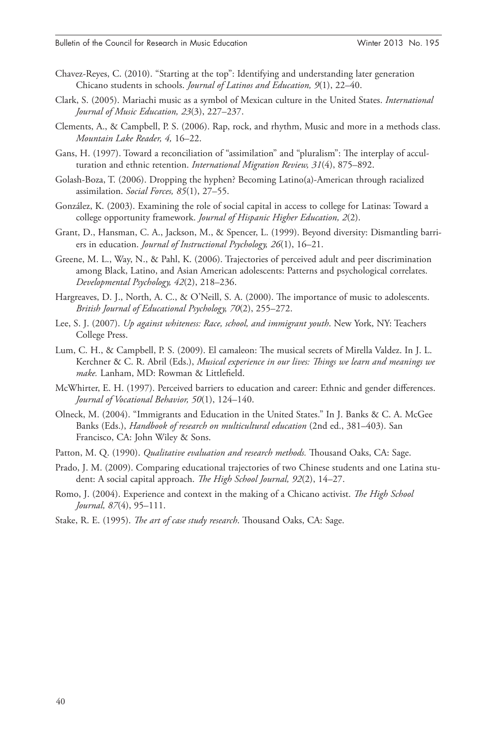Chavez-Reyes, C. (2010). "Starting at the top": Identifying and understanding later generation Chicano students in schools. *Journal of Latinos and Education, 9*(1), 22–40.

Clark, S. (2005). Mariachi music as a symbol of Mexican culture in the United States. *International Journal of Music Education, 23*(3), 227–237.

Clements, A., & Campbell, P. S. (2006). Rap, rock, and rhythm, Music and more in a methods class. *Mountain Lake Reader, 4,* 16–22.

Gans, H. (1997). Toward a reconciliation of "assimilation" and "pluralism": The interplay of acculturation and ethnic retention. *International Migration Review, 31*(4), 875–892.

Golash-Boza, T. (2006). Dropping the hyphen? Becoming Latino(a)-American through racialized assimilation. *Social Forces, 85*(1), 27–55.

González, K. (2003). Examining the role of social capital in access to college for Latinas: Toward a college opportunity framework. *Journal of Hispanic Higher Education, 2*(2).

Grant, D., Hansman, C. A., Jackson, M., & Spencer, L. (1999). Beyond diversity: Dismantling barriers in education. *Journal of Instructional Psychology, 26*(1), 16–21.

Greene, M. L., Way, N., & Pahl, K. (2006). Trajectories of perceived adult and peer discrimination among Black, Latino, and Asian American adolescents: Patterns and psychological correlates. *Developmental Psychology, 42*(2), 218–236.

Hargreaves, D. J., North, A. C., & O'Neill, S. A. (2000). The importance of music to adolescents. *British Journal of Educational Psychology, 70*(2), 255–272.

Lee, S. J. (2007). *Up against whiteness: Race, school, and immigrant youth*. New York, NY: Teachers College Press.

Lum, C. H., & Campbell, P. S. (2009). El camaleon: The musical secrets of Mirella Valdez. In J. L. Kerchner & C. R. Abril (Eds.), *Musical experience in our lives: Things we learn and meanings we make.* Lanham, MD: Rowman & Littlefield.

McWhirter, E. H. (1997). Perceived barriers to education and career: Ethnic and gender differences. *Journal of Vocational Behavior, 50*(1), 124–140.

Olneck, M. (2004). "Immigrants and Education in the United States." In J. Banks & C. A. McGee Banks (Eds.), *Handbook of research on multicultural education* (2nd ed., 381–403). San Francisco, CA: John Wiley & Sons.

Patton, M. Q. (1990). *Qualitative evaluation and research methods.* Thousand Oaks, CA: Sage.

Prado, J. M. (2009). Comparing educational trajectories of two Chinese students and one Latina student: A social capital approach. *The High School Journal, 92*(2), 14–27.

Romo, J. (2004). Experience and context in the making of a Chicano activist. *The High School Journal, 87*(4), 95–111.

Stake, R. E. (1995). *The art of case study research*. Thousand Oaks, CA: Sage.